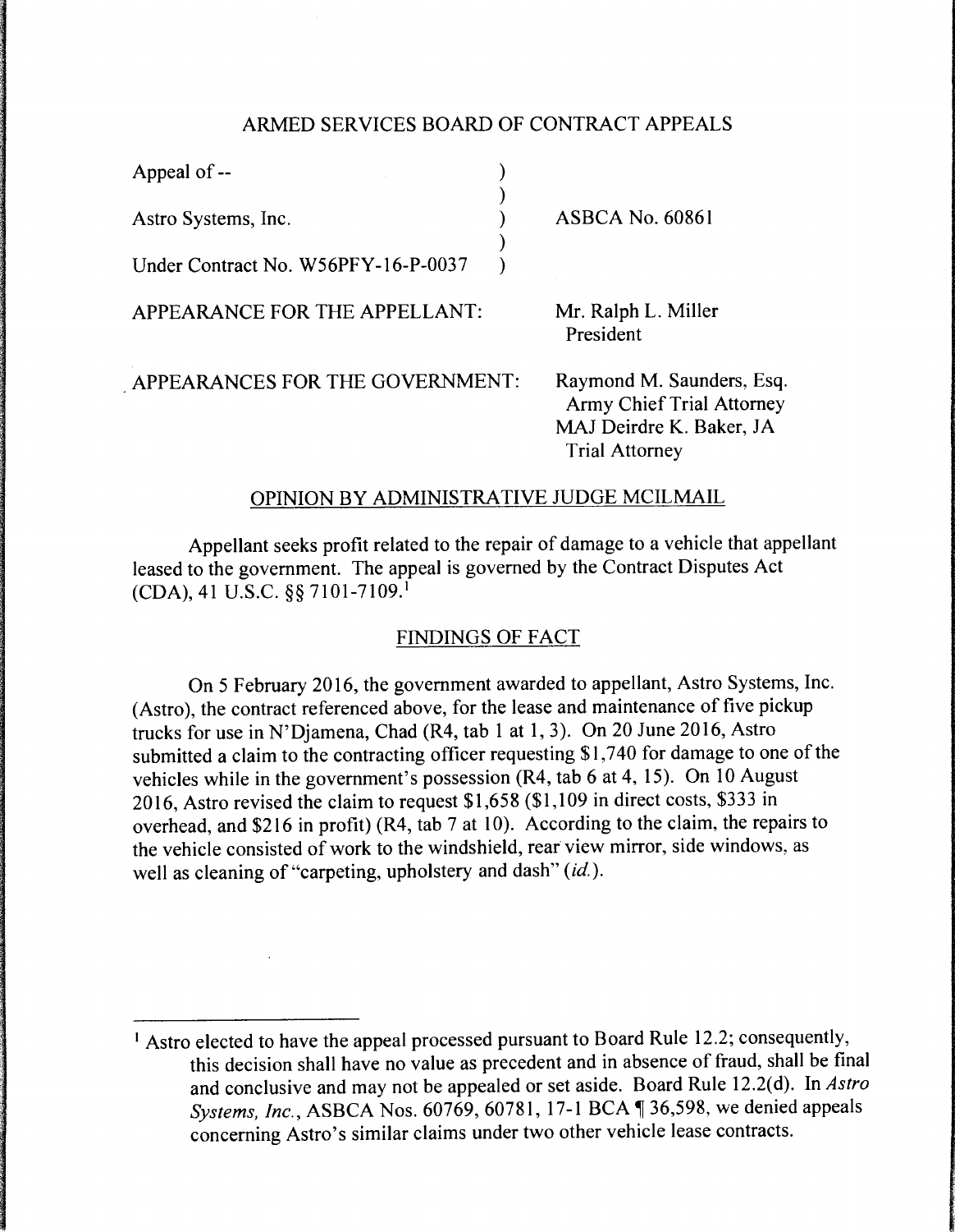# ARMED SERVICES BOARD OF CONTRACT APPEALS

| | |
|---|---|
| Appeal of -- | |
| Astro Systems, Inc. | ASBCA No. 60861 |
| Under Contract No. W56PFY-16-P-0037 | |

APPEARANCE FOR THE APPELLANT: Mr. Ralph L. Miller
President

APPEARANCES FOR THE GOVERNMENT: Raymond M. Saunders, Esq.
Army Chief Trial Attorney
MAJ Deirdre K. Baker, JA
Trial Attorney

## OPINION BY ADMINISTRATIVE JUDGE MCILMAIL

Appellant seeks profit related to the repair of damage to a vehicle that appellant leased to the government. The appeal is governed by the Contract Disputes Act (CDA), 41 U.S.C. §§ 7101-7109.[1]

## FINDINGS OF FACT

On 5 February 2016, the government awarded to appellant, Astro Systems, Inc. (Astro), the contract referenced above, for the lease and maintenance of five pickup trucks for use in N'Djamena, Chad (R4, tab 1 at 1, 3). On 20 June 2016, Astro submitted a claim to the contracting officer requesting $1,740 for damage to one of the vehicles while in the government's possession (R4, tab 6 at 4, 15). On 10 August 2016, Astro revised the claim to request $1,658 ($1,109 in direct costs, $333 in overhead, and $216 in profit) (R4, tab 7 at 10). According to the claim, the repairs to the vehicle consisted of work to the windshield, rear view mirror, side windows, as well as cleaning of "carpeting, upholstery and dash" (*id.*).

---

[1] Astro elected to have the appeal processed pursuant to Board Rule 12.2; consequently, this decision shall have no value as precedent and in absence of fraud, shall be final and conclusive and may not be appealed or set aside. Board Rule 12.2(d). In *Astro Systems, Inc.*, ASBCA Nos. 60769, 60781, 17-1 BCA ¶ 36,598, we denied appeals concerning Astro's similar claims under two other vehicle lease contracts.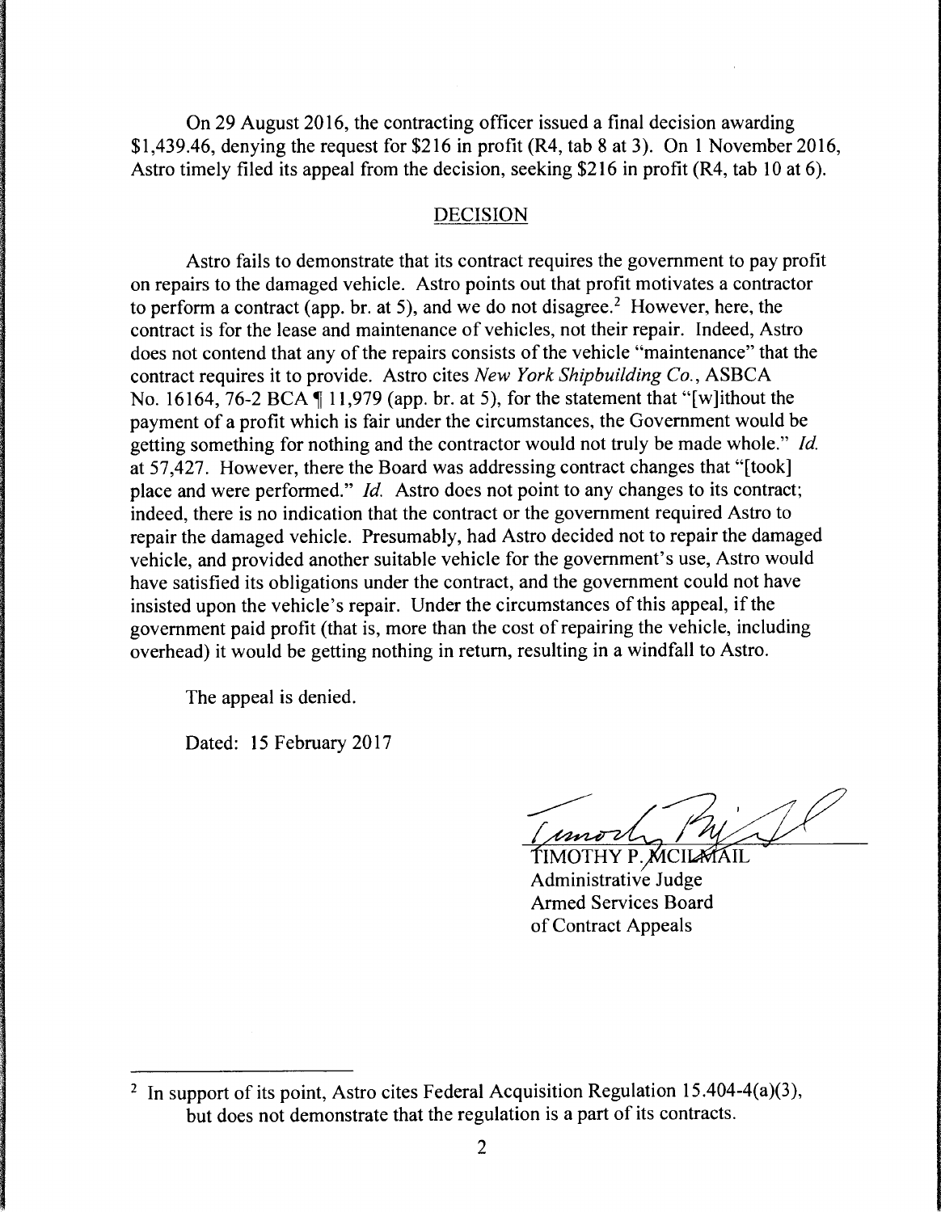On 29 August 2016, the contracting officer issued a final decision awarding $1,439.46, denying the request for $216 in profit (R4, tab 8 at 3). On 1 November 2016, Astro timely filed its appeal from the decision, seeking $216 in profit (R4, tab 10 at 6).

## DECISION

Astro fails to demonstrate that its contract requires the government to pay profit on repairs to the damaged vehicle. Astro points out that profit motivates a contractor to perform a contract (app. br. at 5), and we do not disagree.[2] However, here, the contract is for the lease and maintenance of vehicles, not their repair. Indeed, Astro does not contend that any of the repairs consists of the vehicle "maintenance" that the contract requires it to provide. Astro cites *New York Shipbuilding Co.*, ASBCA No. 16164, 76-2 BCA ¶ 11,979 (app. br. at 5), for the statement that "[w]ithout the payment of a profit which is fair under the circumstances, the Government would be getting something for nothing and the contractor would not truly be made whole." *Id.* at 57,427. However, there the Board was addressing contract changes that "[took] place and were performed." *Id.* Astro does not point to any changes to its contract; indeed, there is no indication that the contract or the government required Astro to repair the damaged vehicle. Presumably, had Astro decided not to repair the damaged vehicle, and provided another suitable vehicle for the government's use, Astro would have satisfied its obligations under the contract, and the government could not have insisted upon the vehicle's repair. Under the circumstances of this appeal, if the government paid profit (that is, more than the cost of repairing the vehicle, including overhead) it would be getting nothing in return, resulting in a windfall to Astro.

The appeal is denied.

Dated: 15 February 2017

TIMOTHY P. MCILMAIL
Administrative Judge
Armed Services Board
of Contract Appeals

---

[2] In support of its point, Astro cites Federal Acquisition Regulation 15.404-4(a)(3), but does not demonstrate that the regulation is a part of its contracts.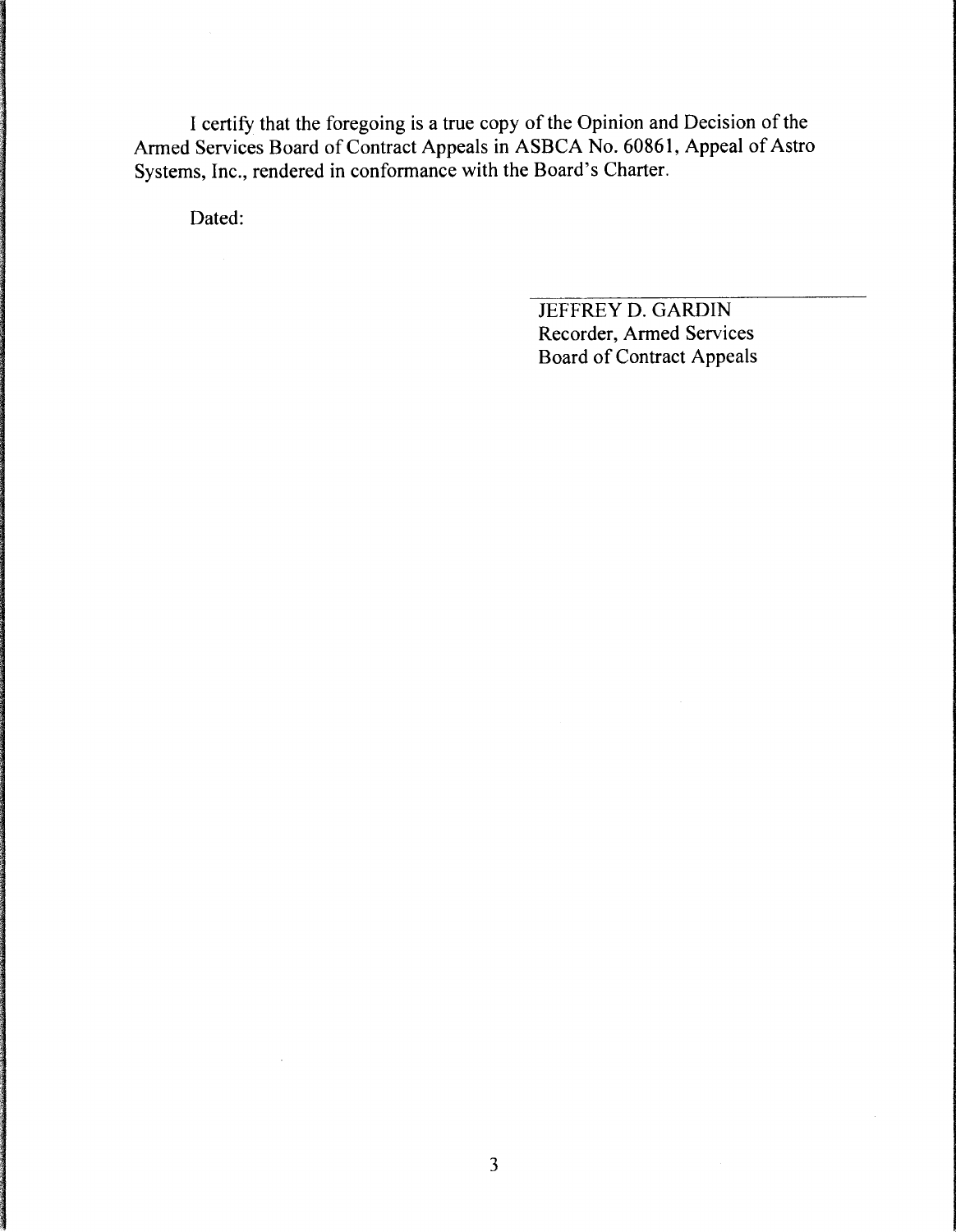I certify that the foregoing is a true copy of the Opinion and Decision of the Armed Services Board of Contract Appeals in ASBCA No. 60861, Appeal of Astro Systems, Inc., rendered in conformance with the Board's Charter.

Dated:

JEFFREY D. GARDIN
Recorder, Armed Services
Board of Contract Appeals